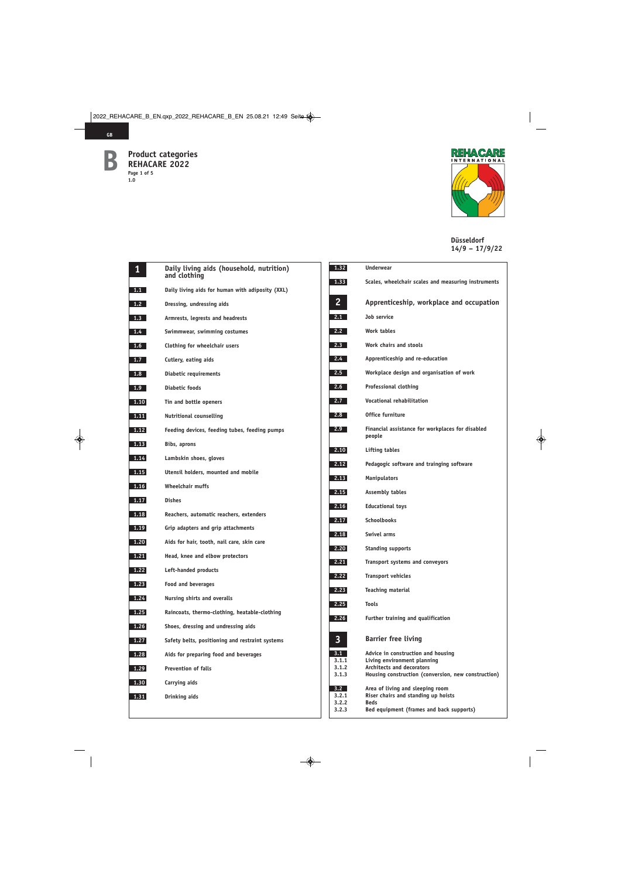# B Product categories REHACARE 2022

Page 1 of 5
1.0

REHACARE INTERNATIONAL

Düsseldorf
14/9 – 17/9/22

## 1 Daily living aids (household, nutrition) and clothing

| | |
|---|---|
| 1.1 | Daily living aids for human with adiposity (XXL) |
| 1.2 | Dressing, undressing aids |
| 1.3 | Armrests, legrests and headrests |
| 1.4 | Swimmwear, swimming costumes |
| 1.6 | Clothing for wheelchair users |
| 1.7 | Cutlery, eating aids |
| 1.8 | Diabetic requirements |
| 1.9 | Diabetic foods |
| 1.10 | Tin and bottle openers |
| 1.11 | Nutritional counselling |
| 1.12 | Feeding devices, feeding tubes, feeding pumps |
| 1.13 | Bibs, aprons |
| 1.14 | Lambskin shoes, gloves |
| 1.15 | Utensil holders, mounted and mobile |
| 1.16 | Wheelchair muffs |
| 1.17 | Dishes |
| 1.18 | Reachers, automatic reachers, extenders |
| 1.19 | Grip adapters and grip attachments |
| 1.20 | Aids for hair, tooth, nail care, skin care |
| 1.21 | Head, knee and elbow protectors |
| 1.22 | Left-handed products |
| 1.23 | Food and beverages |
| 1.24 | Nursing shirts and overalls |
| 1.25 | Raincoats, thermo-clothing, heatable-clothing |
| 1.26 | Shoes, dressing and undressing aids |
| 1.27 | Safety belts, positioning and restraint systems |
| 1.28 | Aids for preparing food and beverages |
| 1.29 | Prevention of falls |
| 1.30 | Carrying aids |
| 1.31 | Drinking aids |
| 1.32 | Underwear |
| 1.33 | Scales, wheelchair scales and measuring instruments |

## 2 Apprenticeship, workplace and occupation

| | |
|---|---|
| 2.1 | Job service |
| 2.2 | Work tables |
| 2.3 | Work chairs and stools |
| 2.4 | Apprenticeship and re-education |
| 2.5 | Workplace design and organisation of work |
| 2.6 | Professional clothing |
| 2.7 | Vocational rehabilitation |
| 2.8 | Office furniture |
| 2.9 | Financial assistance for workplaces for disabled people |
| 2.10 | Lifting tables |
| 2.12 | Pedagogic software and trainging software |
| 2.13 | Manipulators |
| 2.15 | Assembly tables |
| 2.16 | Educational toys |
| 2.17 | Schoolbooks |
| 2.18 | Swivel arms |
| 2.20 | Standing supports |
| 2.21 | Transport systems and conveyors |
| 2.22 | Transport vehicles |
| 2.23 | Teaching material |
| 2.25 | Tools |
| 2.26 | Further training and qualification |

## 3 Barrier free living

| | |
|---|---|
| 3.1 | Advice in construction and housing |
| 3.1.1 | Living environment planning |
| 3.1.2 | Architects and decorators |
| 3.1.3 | Housing construction (conversion, new construction) |
| 3.2 | Area of living and sleeping room |
| 3.2.1 | Riser chairs and standing up hoists |
| 3.2.2 | Beds |
| 3.2.3 | Bed equipment (frames and back supports) |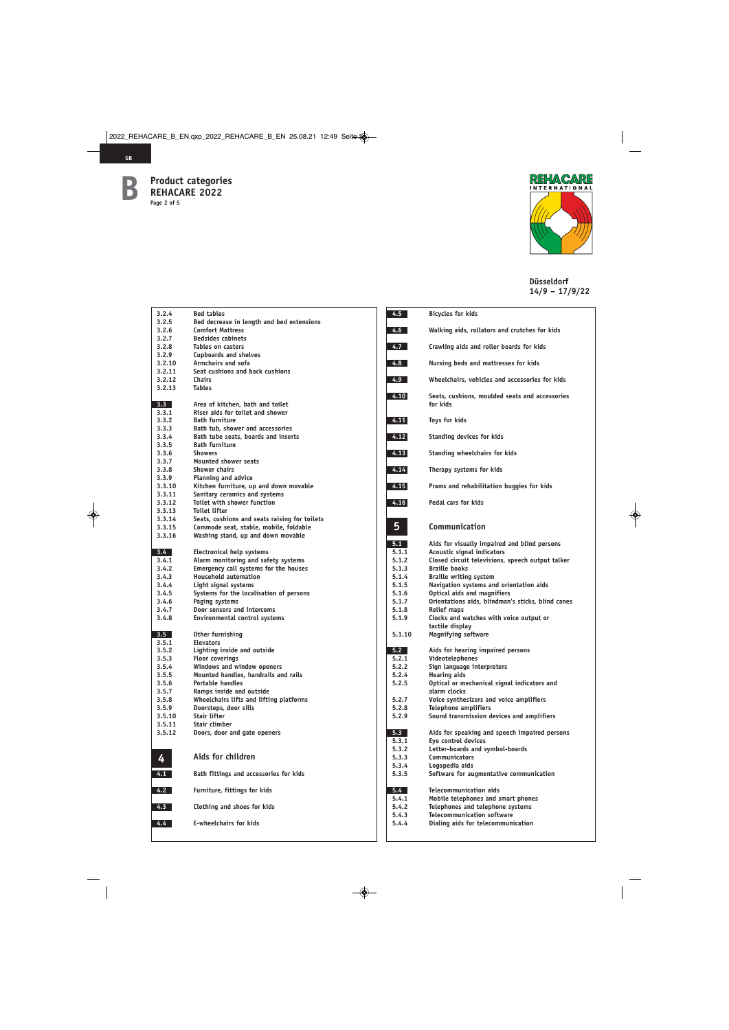# B Product categories REHACARE 2022

Düsseldorf
14/9 – 17/9/22

| | |
|---|---|
| 3.2.4 | Bed tables |
| 3.2.5 | Bed decrease in length and bed extensions |
| 3.2.6 | Comfort Mattress |
| 3.2.7 | Bedsides cabinets |
| 3.2.8 | Tables on casters |
| 3.2.9 | Cupboards and shelves |
| 3.2.10 | Armchairs and sofa |
| 3.2.11 | Seat cushions and back cushions |
| 3.2.12 | Chairs |
| 3.2.13 | Tables |

| | |
|---|---|
| **3.3** | **Area of kitchen, bath and toilet** |
| 3.3.1 | Riser aids for toilet and shower |
| 3.3.2 | Bath furniture |
| 3.3.3 | Bath tub, shower and accessories |
| 3.3.4 | Bath tube seats, boards and inserts |
| 3.3.5 | Bath furniture |
| 3.3.6 | Showers |
| 3.3.7 | Mounted shower seats |
| 3.3.8 | Shower chairs |
| 3.3.9 | Planning and advice |
| 3.3.10 | Kitchen furniture, up and down movable |
| 3.3.11 | Sanitary ceramics and systems |
| 3.3.12 | Toilet with shower function |
| 3.3.13 | Toilet lifter |
| 3.3.14 | Seats, cushions and seats raising for toilets |
| 3.3.15 | Commode seat, stable, mobile, foldable |
| 3.3.16 | Washing stand, up and down movable |

| | |
|---|---|
| **3.4** | **Electronical help systems** |
| 3.4.1 | Alarm monitoring and safety systems |
| 3.4.2 | Emergency call systems for the houses |
| 3.4.3 | Household automation |
| 3.4.4 | Light signal systems |
| 3.4.5 | Systems for the localisation of persons |
| 3.4.6 | Paging systems |
| 3.4.7 | Door sensors and intercoms |
| 3.4.8 | Environmental control systems |

| | |
|---|---|
| **3.5** | **Other furnishing** |
| 3.5.1 | Elevators |
| 3.5.2 | Lighting inside and outside |
| 3.5.3 | Floor coverings |
| 3.5.4 | Windows and window openers |
| 3.5.5 | Mounted handles, handrails and rails |
| 3.5.6 | Portable handles |
| 3.5.7 | Ramps inside and outside |
| 3.5.8 | Wheelchairs lifts and lifting platforms |
| 3.5.9 | Doorsteps, door sills |
| 3.5.10 | Stair lifter |
| 3.5.11 | Stair climber |
| 3.5.12 | Doors, door and gate openers |

## 4 Aids for children

| | |
|---|---|
| 4.1 | Bath fittings and accessories for kids |
| 4.2 | Furniture, fittings for kids |
| 4.3 | Clothing and shoes for kids |
| 4.4 | E-wheelchairs for kids |
| 4.5 | Bicycles for kids |
| 4.6 | Walking aids, rollators and crutches for kids |
| 4.7 | Crawling aids and roller boards for kids |
| 4.8 | Nursing beds and mattresses for kids |
| 4.9 | Wheelchairs, vehicles and accessories for kids |
| 4.10 | Seats, cushions, moulded seats and accessories for kids |
| 4.11 | Toys for kids |
| 4.12 | Standing devices for kids |
| 4.13 | Standing wheelchairs for kids |
| 4.14 | Therapy systems for kids |
| 4.15 | Prams and rehabilitation buggies for kids |
| 4.16 | Pedal cars for kids |

## 5 Communication

| | |
|---|---|
| **5.1** | **Aids for visually impaired and blind persons** |
| 5.1.1 | Acoustic signal indicators |
| 5.1.2 | Closed circuit televisions, speech output talker |
| 5.1.3 | Braille books |
| 5.1.4 | Braille writing system |
| 5.1.5 | Navigation systems and orientation aids |
| 5.1.6 | Optical aids and magnifiers |
| 5.1.7 | Orientations aids, blindman's sticks, blind canes |
| 5.1.8 | Relief maps |
| 5.1.9 | Clocks and watches with voice output or tactile display |
| 5.1.10 | Magnifying software |

| | |
|---|---|
| **5.2** | **Aids for hearing impaired persons** |
| 5.2.1 | Videotelephones |
| 5.2.2 | Sign language interpreters |
| 5.2.4 | Hearing aids |
| 5.2.5 | Optical or mechanical signal indicators and alarm clocks |
| 5.2.7 | Voice synthesizers and voice amplifiers |
| 5.2.8 | Telephone amplifiers |
| 5.2.9 | Sound transmission devices and amplifiers |

| | |
|---|---|
| **5.3** | **Aids for speaking and speech impaired persons** |
| 5.3.1 | Eye control devices |
| 5.3.2 | Letter-boards and symbol-boards |
| 5.3.3 | Communicators |
| 5.3.4 | Logopedia aids |
| 5.3.5 | Software for augmentative communication |

| | |
|---|---|
| **5.4** | **Telecommunication aids** |
| 5.4.1 | Mobile telephones and smart phones |
| 5.4.2 | Telephones and telephone systems |
| 5.4.3 | Telecommunication software |
| 5.4.4 | Dialing aids for telecommunication |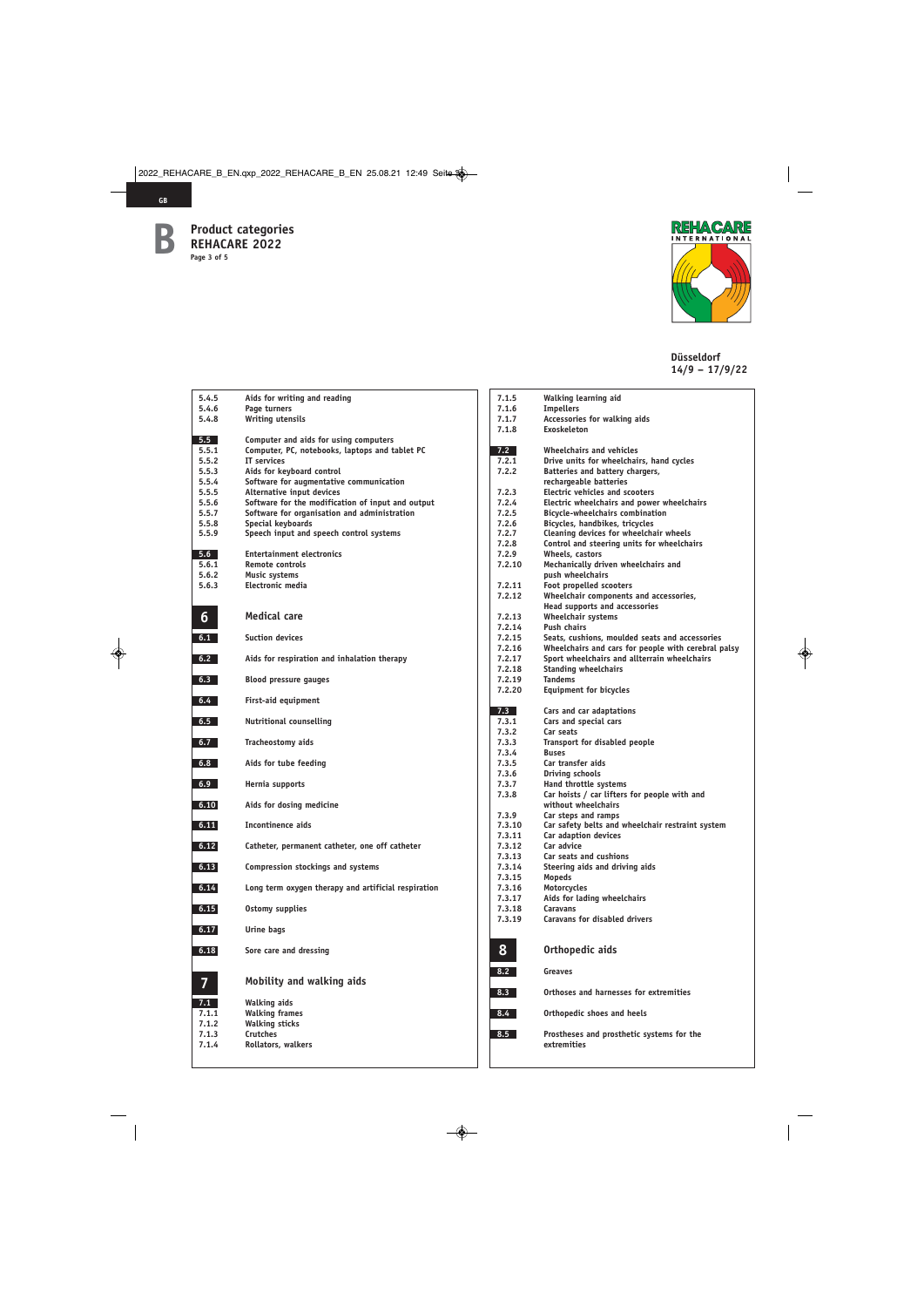# Product categories REHACARE 2022

Düsseldorf
14/9 – 17/9/22

- 5.4.5 Aids for writing and reading
- 5.4.6 Page turners
- 5.4.8 Writing utensils

**5.5 Computer and aids for using computers**

- 5.5.1 Computer, PC, notebooks, laptops and tablet PC
- 5.5.2 IT services
- 5.5.3 Aids for keyboard control
- 5.5.4 Software for augmentative communication
- 5.5.5 Alternative input devices
- 5.5.6 Software for the modification of input and output
- 5.5.7 Software for organisation and administration
- 5.5.8 Special keyboards
- 5.5.9 Speech input and speech control systems

**5.6 Entertainment electronics**

- 5.6.1 Remote controls
- 5.6.2 Music systems
- 5.6.3 Electronic media

## 6 Medical care

- **6.1** Suction devices
- **6.2** Aids for respiration and inhalation therapy
- **6.3** Blood pressure gauges
- **6.4** First-aid equipment
- **6.5** Nutritional counselling
- **6.7** Tracheostomy aids
- **6.8** Aids for tube feeding
- **6.9** Hernia supports
- **6.10** Aids for dosing medicine
- **6.11** Incontinence aids
- **6.12** Catheter, permanent catheter, one off catheter
- **6.13** Compression stockings and systems
- **6.14** Long term oxygen therapy and artificial respiration
- **6.15** Ostomy supplies
- **6.17** Urine bags
- **6.18** Sore care and dressing

## 7 Mobility and walking aids

**7.1 Walking aids**

- 7.1.1 Walking frames
- 7.1.2 Walking sticks
- 7.1.3 Crutches
- 7.1.4 Rollators, walkers
- 7.1.5 Walking learning aid
- 7.1.6 Impellers
- 7.1.7 Accessories for walking aids
- 7.1.8 Exoskeleton

**7.2 Wheelchairs and vehicles**

- 7.2.1 Drive units for wheelchairs, hand cycles
- 7.2.2 Batteries and battery chargers, rechargeable batteries
- 7.2.3 Electric vehicles and scooters
- 7.2.4 Electric wheelchairs and power wheelchairs
- 7.2.5 Bicycle-wheelchairs combination
- 7.2.6 Bicycles, handbikes, tricycles
- 7.2.7 Cleaning devices for wheelchair wheels
- 7.2.8 Control and steering units for wheelchairs
- 7.2.9 Wheels, castors
- 7.2.10 Mechanically driven wheelchairs and push wheelchairs
- 7.2.11 Foot propelled scooters
- 7.2.12 Wheelchair components and accessories, Head supports and accessories
- 7.2.13 Wheelchair systems
- 7.2.14 Push chairs
- 7.2.15 Seats, cushions, moulded seats and accessories
- 7.2.16 Wheelchairs and cars for people with cerebral palsy
- 7.2.17 Sport wheelchairs and allterrain wheelchairs
- 7.2.18 Standing wheelchairs
- 7.2.19 Tandems
- 7.2.20 Equipment for bicycles

**7.3 Cars and car adaptations**

- 7.3.1 Cars and special cars
- 7.3.2 Car seats
- 7.3.3 Transport for disabled people
- 7.3.4 Buses
- 7.3.5 Car transfer aids
- 7.3.6 Driving schools
- 7.3.7 Hand throttle systems
- 7.3.8 Car hoists / car lifters for people with and without wheelchairs
- 7.3.9 Car steps and ramps
- 7.3.10 Car safety belts and wheelchair restraint system
- 7.3.11 Car adaption devices
- 7.3.12 Car advice
- 7.3.13 Car seats and cushions
- 7.3.14 Steering aids and driving aids
- 7.3.15 Mopeds
- 7.3.16 Motorcycles
- 7.3.17 Aids for lading wheelchairs
- 7.3.18 Caravans
- 7.3.19 Caravans for disabled drivers

## 8 Orthopedic aids

- **8.2** Greaves
- **8.3** Orthoses and harnesses for extremities
- **8.4** Orthopedic shoes and heels
- **8.5** Prostheses and prosthetic systems for the extremities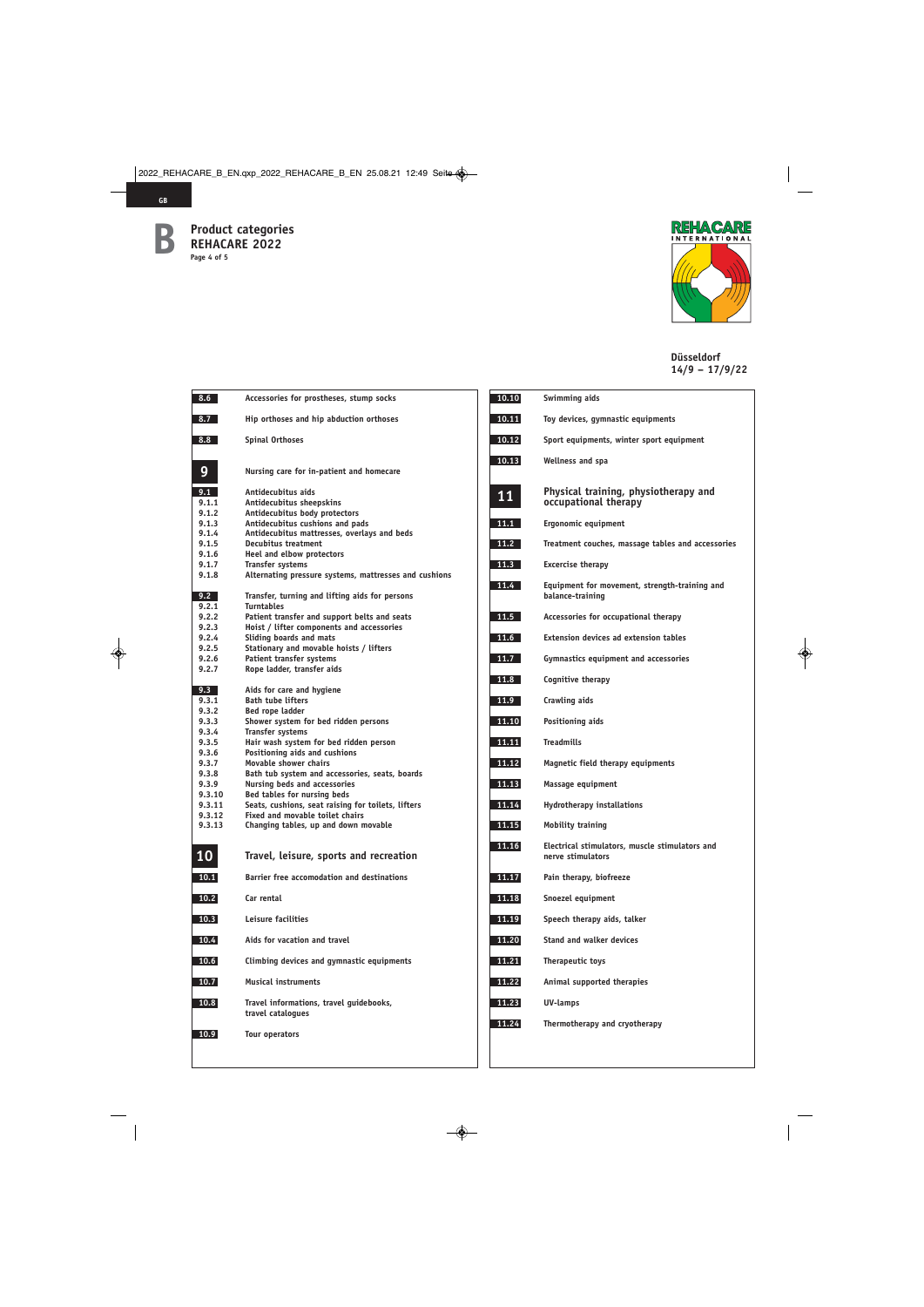# Product categories REHACARE 2022

Düsseldorf
14/9 – 17/9/22

**8.6** Accessories for prostheses, stump socks

**8.7** Hip orthoses and hip abduction orthoses

**8.8** Spinal Orthoses

## 9 Nursing care for in-patient and homecare

**9.1** Antidecubitus aids
- 9.1.1 Antidecubitus sheepskins
- 9.1.2 Antidecubitus body protectors
- 9.1.3 Antidecubitus cushions and pads
- 9.1.4 Antidecubitus mattresses, overlays and beds
- 9.1.5 Decubitus treatment
- 9.1.6 Heel and elbow protectors
- 9.1.7 Transfer systems
- 9.1.8 Alternating pressure systems, mattresses and cushions

**9.2** Transfer, turning and lifting aids for persons
- 9.2.1 Turntables
- 9.2.2 Patient transfer and support belts and seats
- 9.2.3 Hoist / lifter components and accessories
- 9.2.4 Sliding boards and mats
- 9.2.5 Stationary and movable hoists / lifters
- 9.2.6 Patient transfer systems
- 9.2.7 Rope ladder, transfer aids

**9.3** Aids for care and hygiene
- 9.3.1 Bath tube lifters
- 9.3.2 Bed rope ladder
- 9.3.3 Shower system for bed ridden persons
- 9.3.4 Transfer systems
- 9.3.5 Hair wash system for bed ridden person
- 9.3.6 Positioning aids and cushions
- 9.3.7 Movable shower chairs
- 9.3.8 Bath tub system and accessories, seats, boards
- 9.3.9 Nursing beds and accessories
- 9.3.10 Bed tables for nursing beds
- 9.3.11 Seats, cushions, seat raising for toilets, lifters
- 9.3.12 Fixed and movable toilet chairs
- 9.3.13 Changing tables, up and down movable

## 10 Travel, leisure, sports and recreation

**10.1** Barrier free accomodation and destinations

**10.2** Car rental

**10.3** Leisure facilities

**10.4** Aids for vacation and travel

**10.6** Climbing devices and gymnastic equipments

**10.7** Musical instruments

**10.8** Travel informations, travel guidebooks, travel catalogues

**10.9** Tour operators

**10.10** Swimming aids

**10.11** Toy devices, gymnastic equipments

**10.12** Sport equipments, winter sport equipment

**10.13** Wellness and spa

## 11 Physical training, physiotherapy and occupational therapy

**11.1** Ergonomic equipment

**11.2** Treatment couches, massage tables and accessories

**11.3** Excercise therapy

**11.4** Equipment for movement, strength-training and balance-training

**11.5** Accessories for occupational therapy

**11.6** Extension devices ad extension tables

**11.7** Gymnastics equipment and accessories

**11.8** Cognitive therapy

**11.9** Crawling aids

**11.10** Positioning aids

**11.11** Treadmills

**11.12** Magnetic field therapy equipments

**11.13** Massage equipment

**11.14** Hydrotherapy installations

**11.15** Mobility training

**11.16** Electrical stimulators, muscle stimulators and nerve stimulators

**11.17** Pain therapy, biofreeze

**11.18** Snoezel equipment

**11.19** Speech therapy aids, talker

**11.20** Stand and walker devices

**11.21** Therapeutic toys

**11.22** Animal supported therapies

**11.23** UV-lamps

**11.24** Thermotherapy and cryotherapy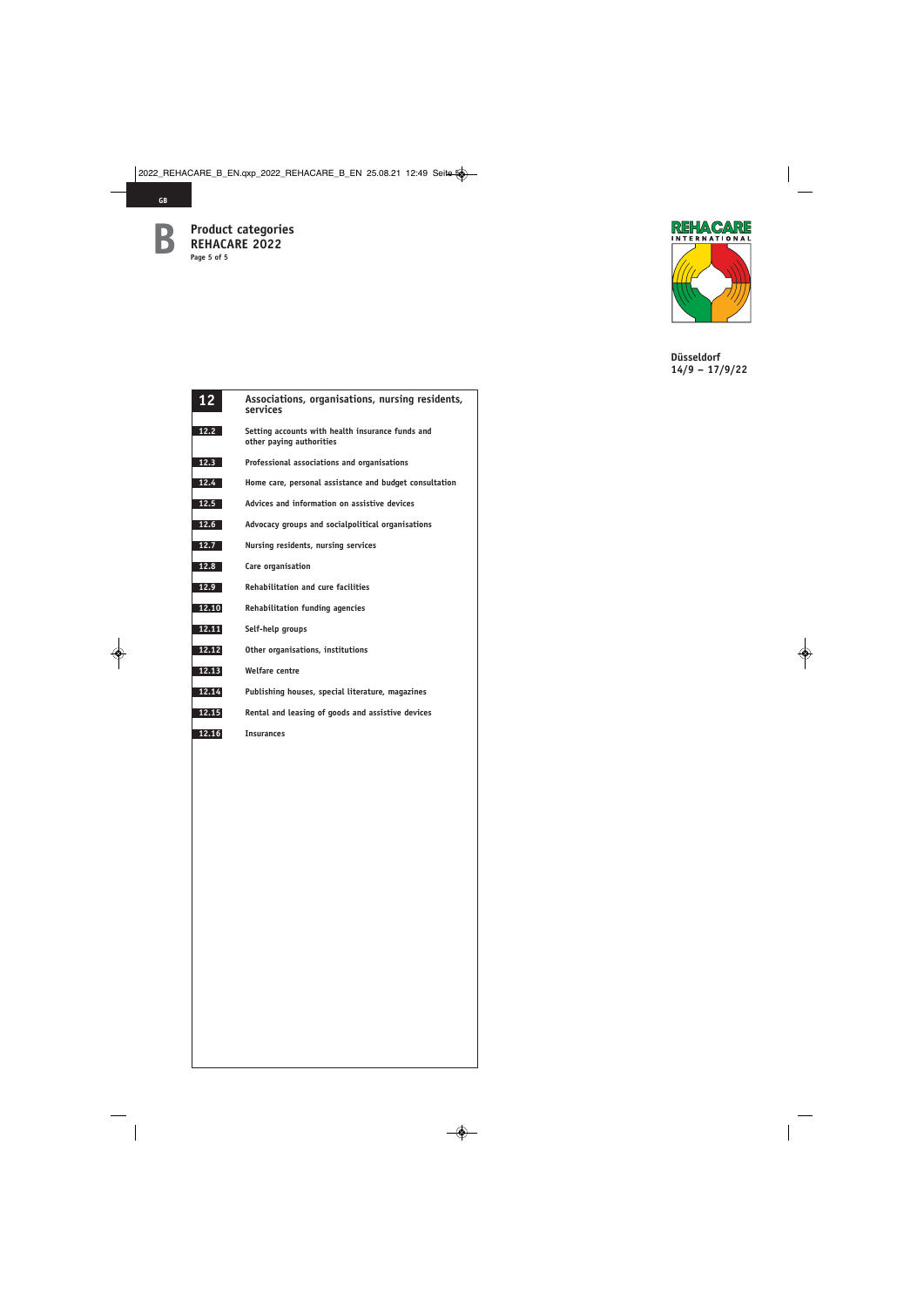# Product categories REHACARE 2022

REHACARE INTERNATIONAL

Düsseldorf
14/9 – 17/9/22

## 12 Associations, organisations, nursing residents, services

- **12.2** Setting accounts with health insurance funds and other paying authorities
- **12.3** Professional associations and organisations
- **12.4** Home care, personal assistance and budget consultation
- **12.5** Advices and information on assistive devices
- **12.6** Advocacy groups and socialpolitical organisations
- **12.7** Nursing residents, nursing services
- **12.8** Care organisation
- **12.9** Rehabilitation and cure facilities
- **12.10** Rehabilitation funding agencies
- **12.11** Self-help groups
- **12.12** Other organisations, institutions
- **12.13** Welfare centre
- **12.14** Publishing houses, special literature, magazines
- **12.15** Rental and leasing of goods and assistive devices
- **12.16** Insurances